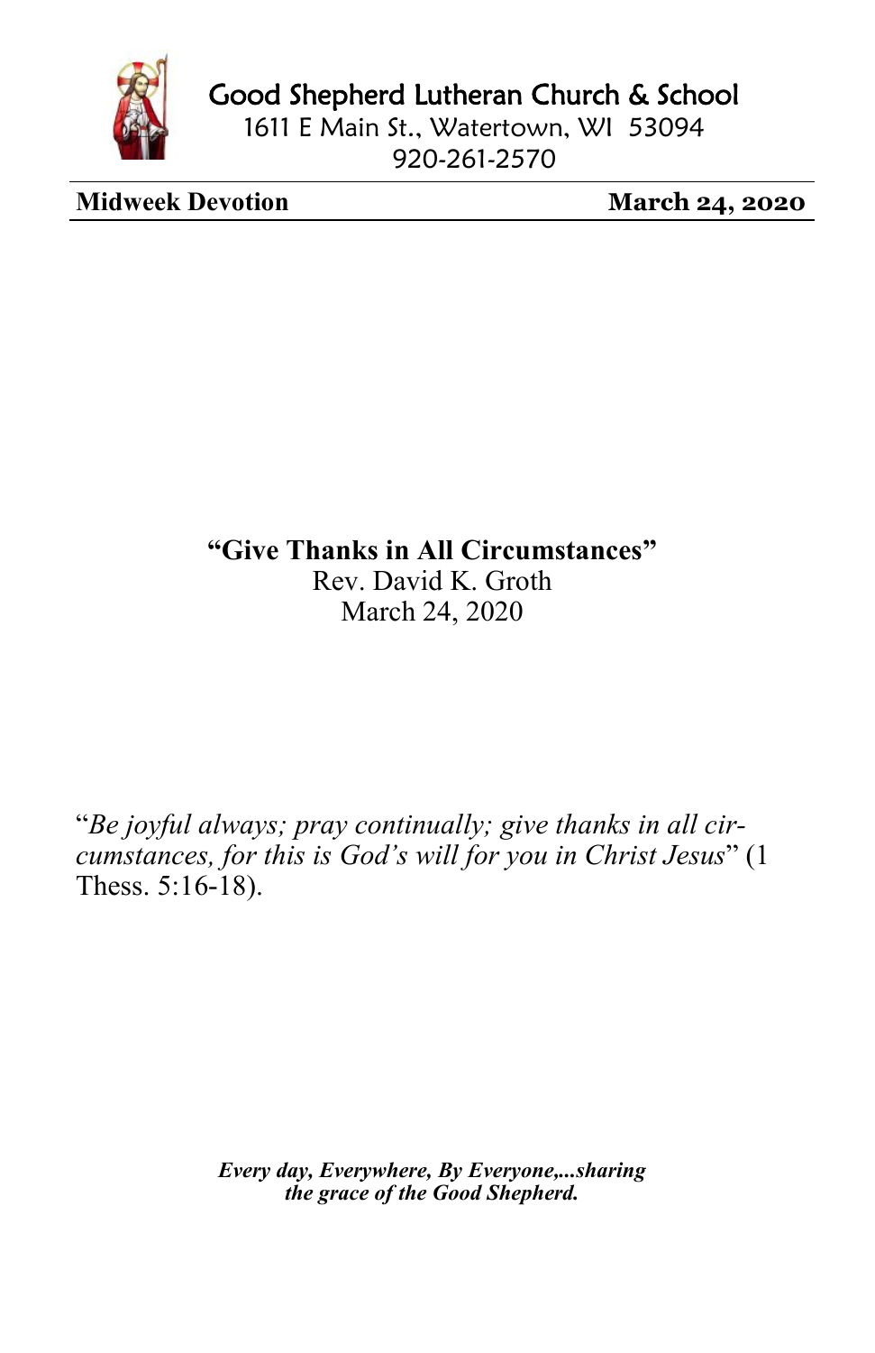# Good Shepherd Lutheran Church & School

1611 E Main St., Watertown, WI 53094
920-261-2570

**Midweek Devotion** **March 24, 2020**

**"Give Thanks in All Circumstances"**
Rev. David K. Groth
March 24, 2020

"*Be joyful always; pray continually; give thanks in all circumstances, for this is God's will for you in Christ Jesus*" (1 Thess. 5:16-18).

***Every day, Everywhere, By Everyone,...sharing the grace of the Good Shepherd.***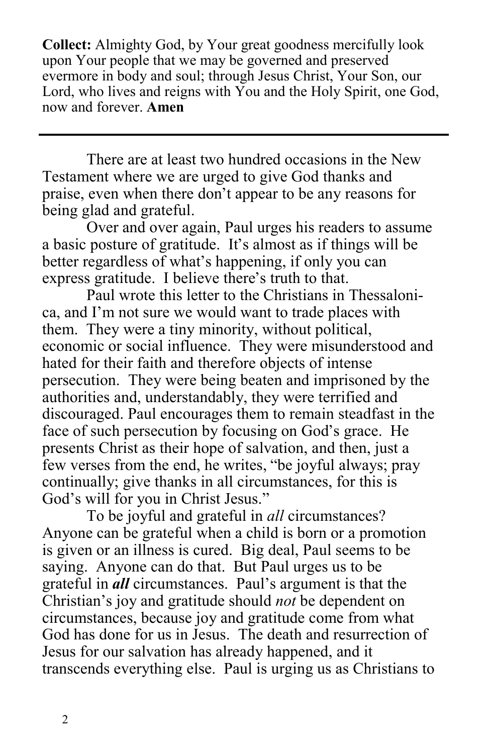**Collect:** Almighty God, by Your great goodness mercifully look upon Your people that we may be governed and preserved evermore in body and soul; through Jesus Christ, Your Son, our Lord, who lives and reigns with You and the Holy Spirit, one God, now and forever. **Amen**

---

There are at least two hundred occasions in the New Testament where we are urged to give God thanks and praise, even when there don't appear to be any reasons for being glad and grateful.

Over and over again, Paul urges his readers to assume a basic posture of gratitude. It's almost as if things will be better regardless of what's happening, if only you can express gratitude. I believe there's truth to that.

Paul wrote this letter to the Christians in Thessalonica, and I'm not sure we would want to trade places with them. They were a tiny minority, without political, economic or social influence. They were misunderstood and hated for their faith and therefore objects of intense persecution. They were being beaten and imprisoned by the authorities and, understandably, they were terrified and discouraged. Paul encourages them to remain steadfast in the face of such persecution by focusing on God's grace. He presents Christ as their hope of salvation, and then, just a few verses from the end, he writes, "be joyful always; pray continually; give thanks in all circumstances, for this is God's will for you in Christ Jesus."

To be joyful and grateful in *all* circumstances? Anyone can be grateful when a child is born or a promotion is given or an illness is cured. Big deal, Paul seems to be saying. Anyone can do that. But Paul urges us to be grateful in ***all*** circumstances. Paul's argument is that the Christian's joy and gratitude should *not* be dependent on circumstances, because joy and gratitude come from what God has done for us in Jesus. The death and resurrection of Jesus for our salvation has already happened, and it transcends everything else. Paul is urging us as Christians to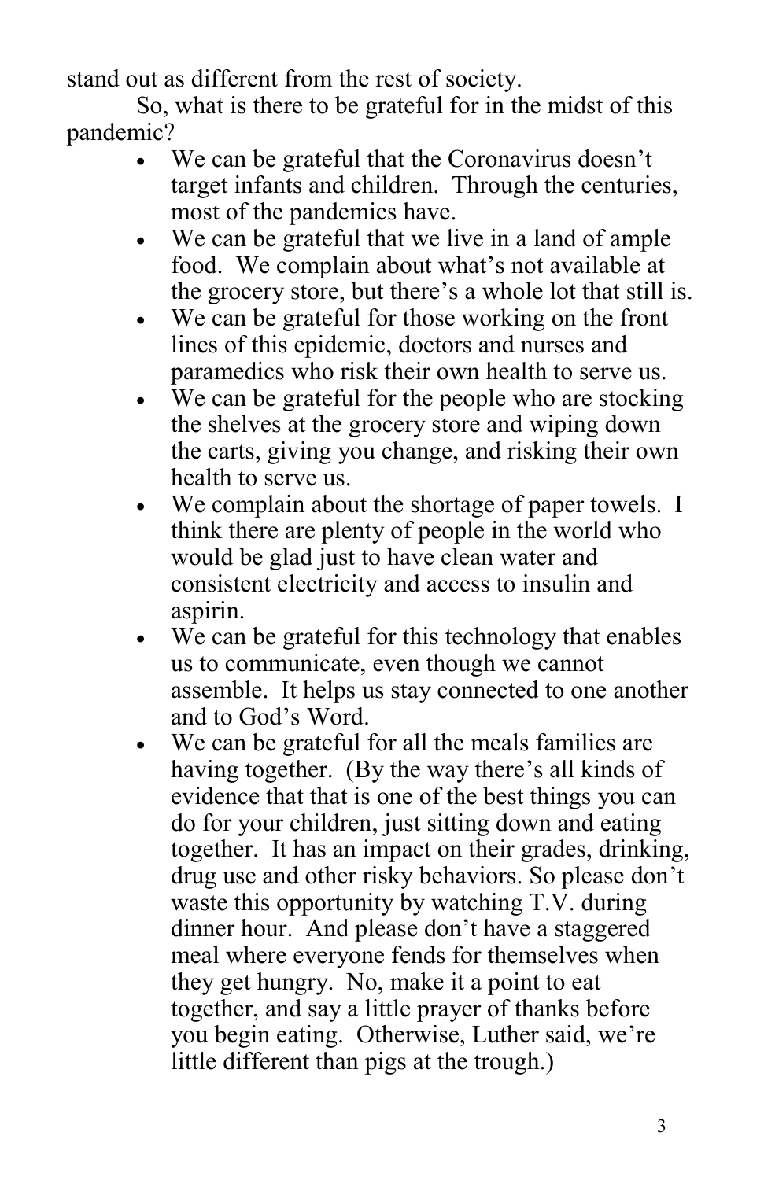stand out as different from the rest of society.

So, what is there to be grateful for in the midst of this pandemic?

- We can be grateful that the Coronavirus doesn't target infants and children. Through the centuries, most of the pandemics have.
- We can be grateful that we live in a land of ample food. We complain about what's not available at the grocery store, but there's a whole lot that still is.
- We can be grateful for those working on the front lines of this epidemic, doctors and nurses and paramedics who risk their own health to serve us.
- We can be grateful for the people who are stocking the shelves at the grocery store and wiping down the carts, giving you change, and risking their own health to serve us.
- We complain about the shortage of paper towels. I think there are plenty of people in the world who would be glad just to have clean water and consistent electricity and access to insulin and aspirin.
- We can be grateful for this technology that enables us to communicate, even though we cannot assemble. It helps us stay connected to one another and to God's Word.
- We can be grateful for all the meals families are having together. (By the way there's all kinds of evidence that that is one of the best things you can do for your children, just sitting down and eating together. It has an impact on their grades, drinking, drug use and other risky behaviors. So please don't waste this opportunity by watching T.V. during dinner hour. And please don't have a staggered meal where everyone fends for themselves when they get hungry. No, make it a point to eat together, and say a little prayer of thanks before you begin eating. Otherwise, Luther said, we're little different than pigs at the trough.)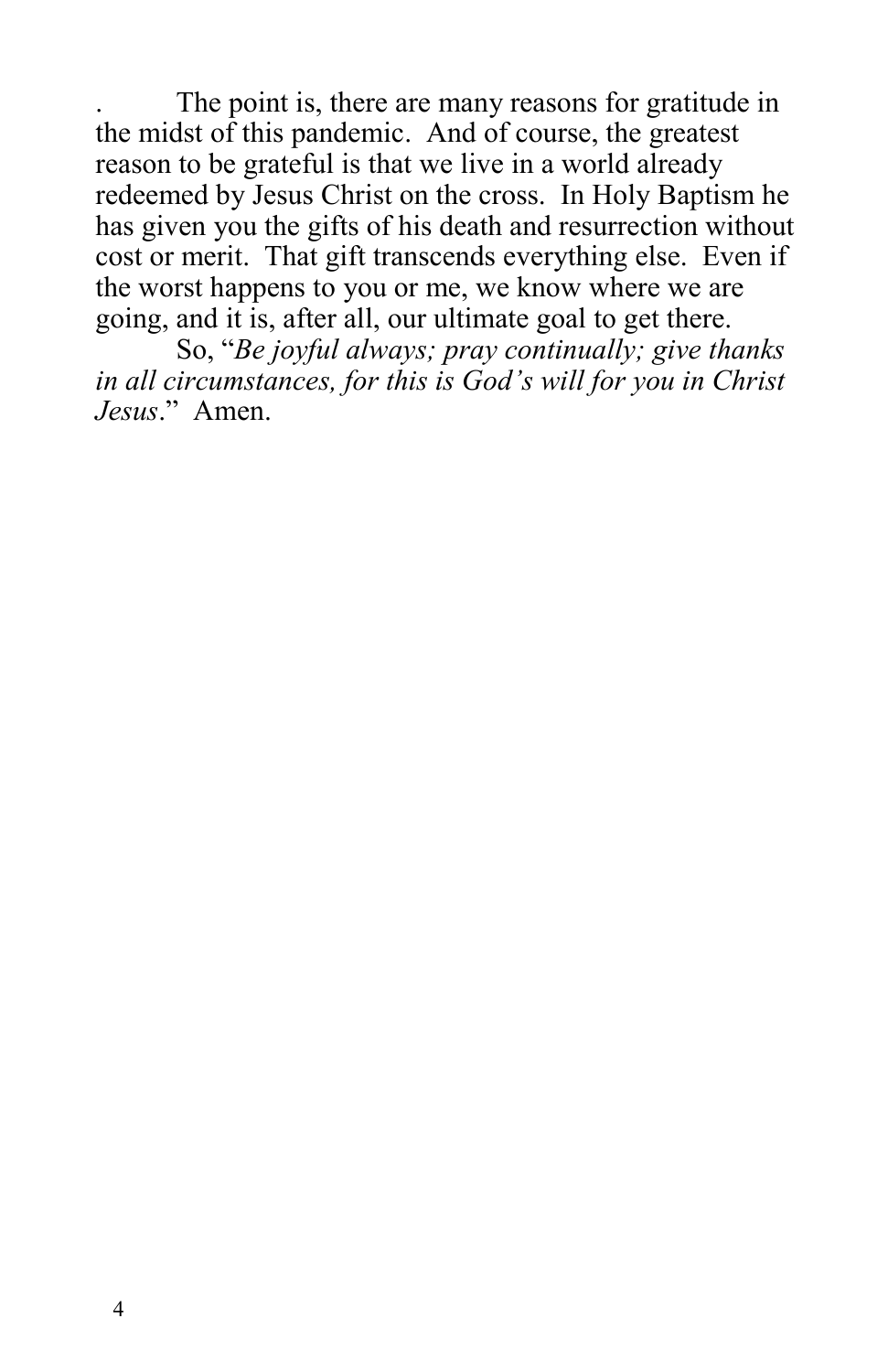. The point is, there are many reasons for gratitude in the midst of this pandemic. And of course, the greatest reason to be grateful is that we live in a world already redeemed by Jesus Christ on the cross. In Holy Baptism he has given you the gifts of his death and resurrection without cost or merit. That gift transcends everything else. Even if the worst happens to you or me, we know where we are going, and it is, after all, our ultimate goal to get there.

So, "*Be joyful always; pray continually; give thanks in all circumstances, for this is God's will for you in Christ Jesus*." Amen.